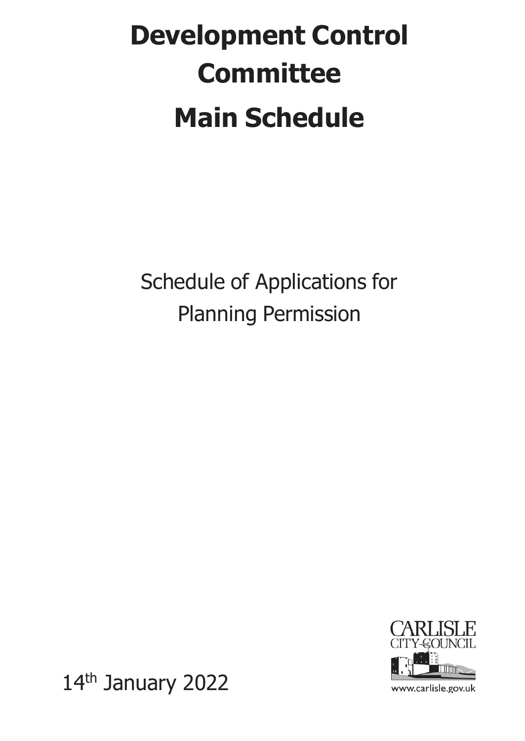# Development Control Committee

# Main Schedule

Schedule of Applications for Planning Permission

CARLISLE CITY COUNCIL

www.carlisle.gov.uk

14th January 2022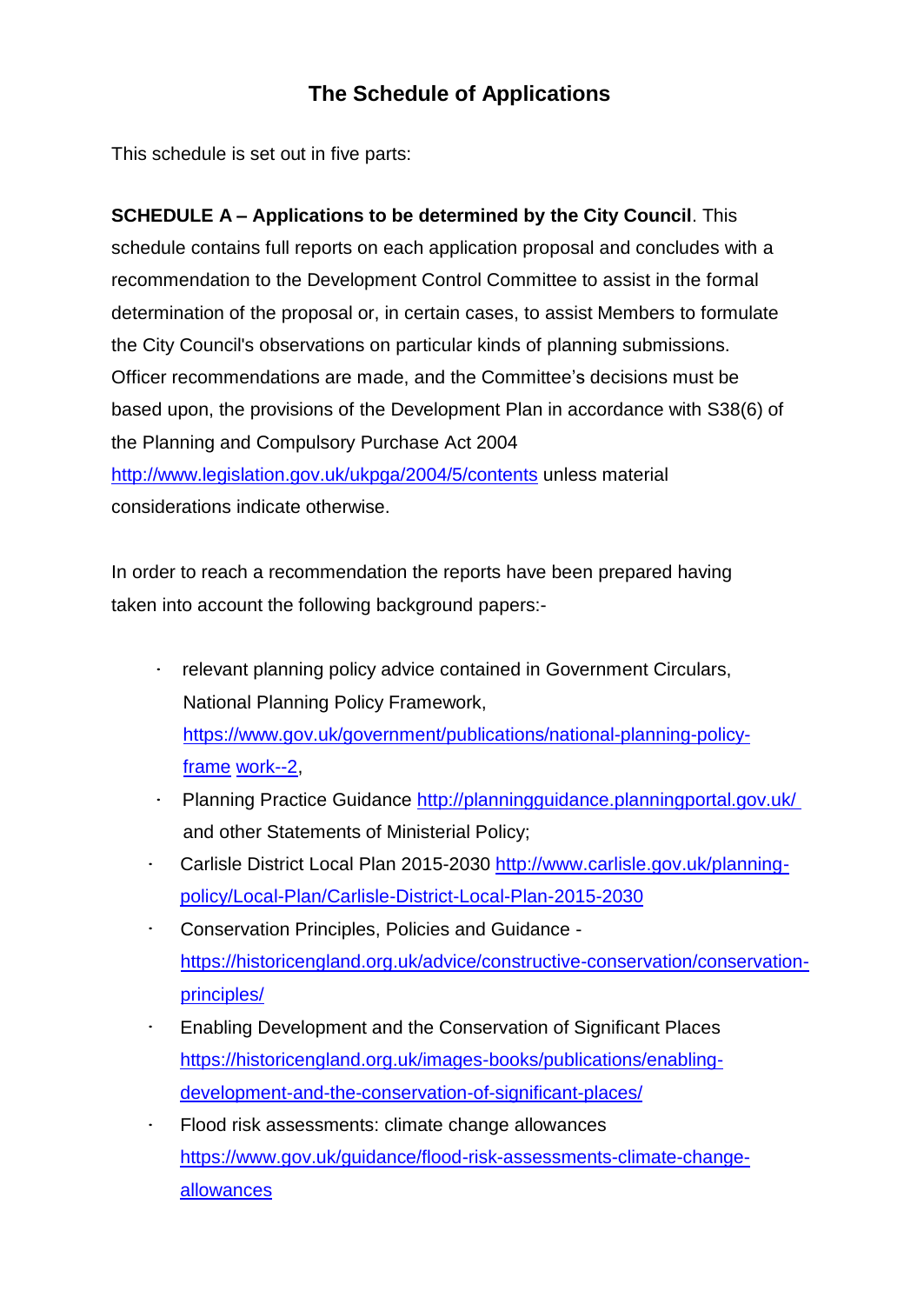# The Schedule of Applications

This schedule is set out in five parts:

**SCHEDULE A – Applications to be determined by the City Council**. This schedule contains full reports on each application proposal and concludes with a recommendation to the Development Control Committee to assist in the formal determination of the proposal or, in certain cases, to assist Members to formulate the City Council's observations on particular kinds of planning submissions. Officer recommendations are made, and the Committee's decisions must be based upon, the provisions of the Development Plan in accordance with S38(6) of the Planning and Compulsory Purchase Act 2004 http://www.legislation.gov.uk/ukpga/2004/5/contents unless material considerations indicate otherwise.

In order to reach a recommendation the reports have been prepared having taken into account the following background papers:-

- relevant planning policy advice contained in Government Circulars, National Planning Policy Framework, https://www.gov.uk/government/publications/national-planning-policy-frame work--2,
- Planning Practice Guidance http://planningguidance.planningportal.gov.uk/ and other Statements of Ministerial Policy;
- Carlisle District Local Plan 2015-2030 http://www.carlisle.gov.uk/planning-policy/Local-Plan/Carlisle-District-Local-Plan-2015-2030
- Conservation Principles, Policies and Guidance - https://historicengland.org.uk/advice/constructive-conservation/conservation-principles/
- Enabling Development and the Conservation of Significant Places https://historicengland.org.uk/images-books/publications/enabling-development-and-the-conservation-of-significant-places/
- Flood risk assessments: climate change allowances https://www.gov.uk/guidance/flood-risk-assessments-climate-change-allowances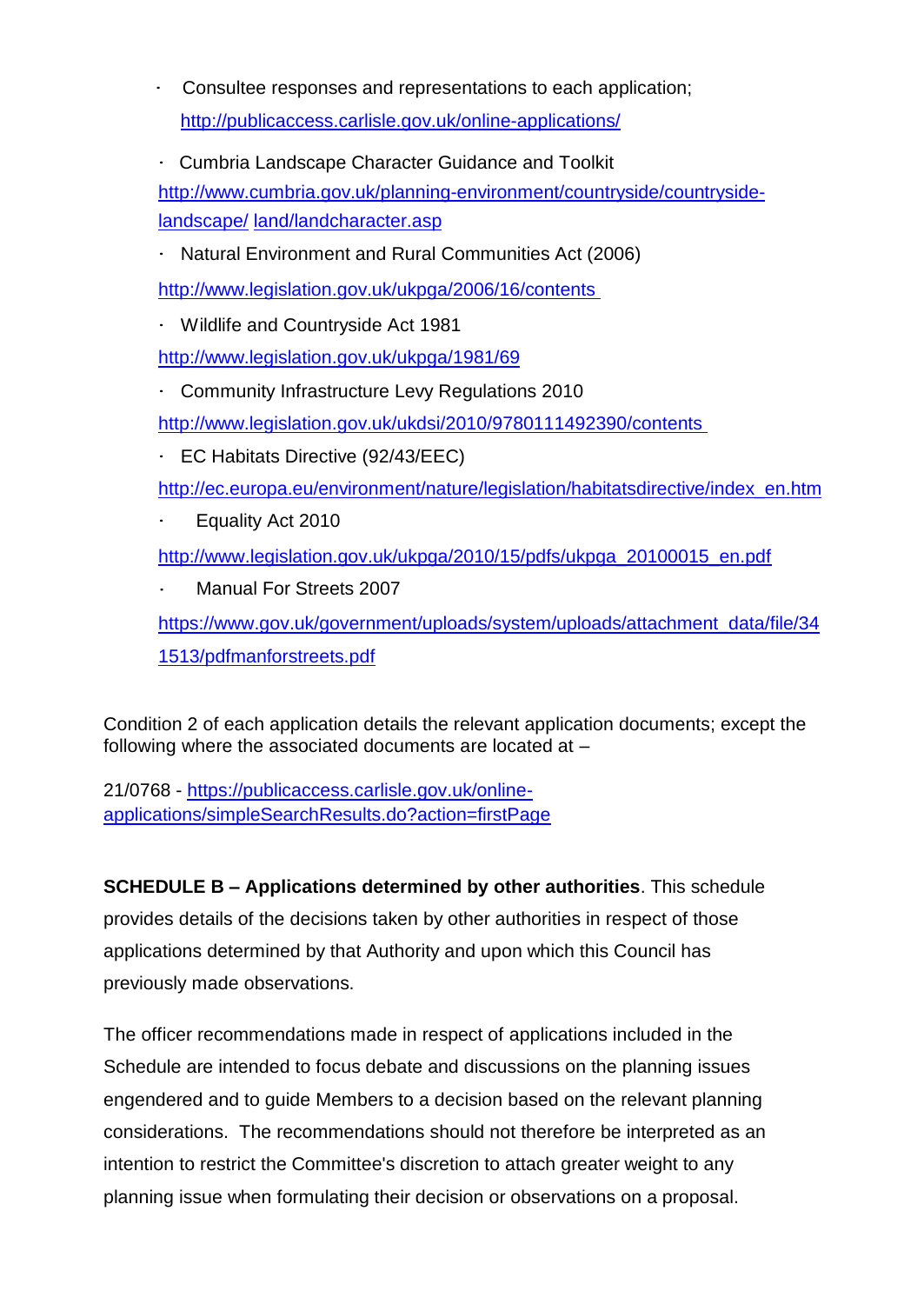- Consultee responses and representations to each application; http://publicaccess.carlisle.gov.uk/online-applications/
- Cumbria Landscape Character Guidance and Toolkit http://www.cumbria.gov.uk/planning-environment/countryside/countryside-landscape/ land/landcharacter.asp
- Natural Environment and Rural Communities Act (2006) http://www.legislation.gov.uk/ukpga/2006/16/contents
- Wildlife and Countryside Act 1981 http://www.legislation.gov.uk/ukpga/1981/69
- Community Infrastructure Levy Regulations 2010 http://www.legislation.gov.uk/ukdsi/2010/9780111492390/contents
- EC Habitats Directive (92/43/EEC) http://ec.europa.eu/environment/nature/legislation/habitatsdirective/index_en.htm
- Equality Act 2010 http://www.legislation.gov.uk/ukpga/2010/15/pdfs/ukpga_20100015_en.pdf
- Manual For Streets 2007 https://www.gov.uk/government/uploads/system/uploads/attachment_data/file/341513/pdfmanforstreets.pdf

Condition 2 of each application details the relevant application documents; except the following where the associated documents are located at –

21/0768 - https://publicaccess.carlisle.gov.uk/online-applications/simpleSearchResults.do?action=firstPage

**SCHEDULE B – Applications determined by other authorities**. This schedule provides details of the decisions taken by other authorities in respect of those applications determined by that Authority and upon which this Council has previously made observations.

The officer recommendations made in respect of applications included in the Schedule are intended to focus debate and discussions on the planning issues engendered and to guide Members to a decision based on the relevant planning considerations. The recommendations should not therefore be interpreted as an intention to restrict the Committee's discretion to attach greater weight to any planning issue when formulating their decision or observations on a proposal.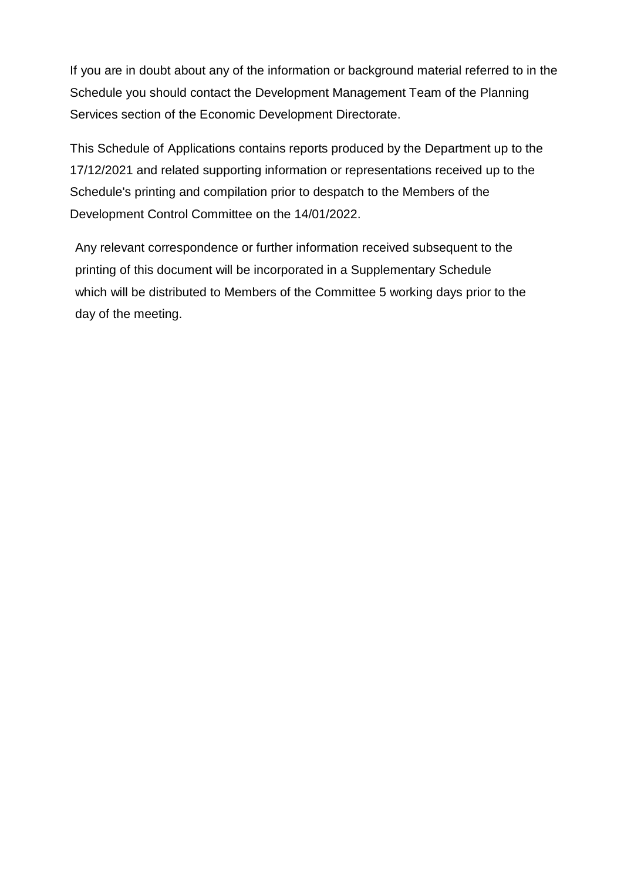If you are in doubt about any of the information or background material referred to in the Schedule you should contact the Development Management Team of the Planning Services section of the Economic Development Directorate.

This Schedule of Applications contains reports produced by the Department up to the 17/12/2021 and related supporting information or representations received up to the Schedule's printing and compilation prior to despatch to the Members of the Development Control Committee on the 14/01/2022.

Any relevant correspondence or further information received subsequent to the printing of this document will be incorporated in a Supplementary Schedule which will be distributed to Members of the Committee 5 working days prior to the day of the meeting.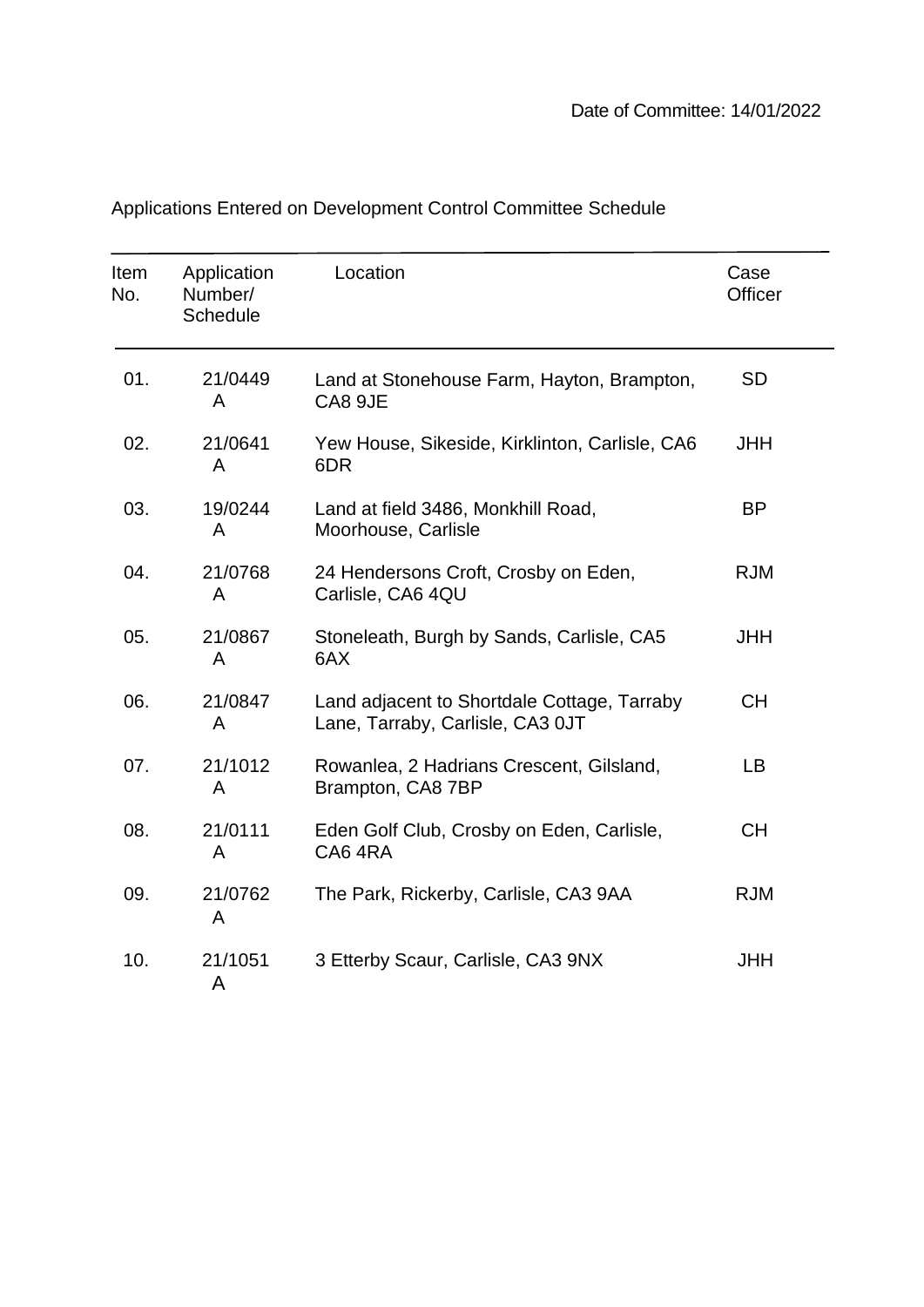Date of Committee: 14/01/2022

Applications Entered on Development Control Committee Schedule

| Item No. | Application Number/ Schedule | Location | Case Officer |
|---|---|---|---|
| 01. | 21/0449 A | Land at Stonehouse Farm, Hayton, Brampton, CA8 9JE | SD |
| 02. | 21/0641 A | Yew House, Sikeside, Kirklinton, Carlisle, CA6 6DR | JHH |
| 03. | 19/0244 A | Land at field 3486, Monkhill Road, Moorhouse, Carlisle | BP |
| 04. | 21/0768 A | 24 Hendersons Croft, Crosby on Eden, Carlisle, CA6 4QU | RJM |
| 05. | 21/0867 A | Stoneleath, Burgh by Sands, Carlisle, CA5 6AX | JHH |
| 06. | 21/0847 A | Land adjacent to Shortdale Cottage, Tarraby Lane, Tarraby, Carlisle, CA3 0JT | CH |
| 07. | 21/1012 A | Rowanlea, 2 Hadrians Crescent, Gilsland, Brampton, CA8 7BP | LB |
| 08. | 21/0111 A | Eden Golf Club, Crosby on Eden, Carlisle, CA6 4RA | CH |
| 09. | 21/0762 A | The Park, Rickerby, Carlisle, CA3 9AA | RJM |
| 10. | 21/1051 A | 3 Etterby Scaur, Carlisle, CA3 9NX | JHH |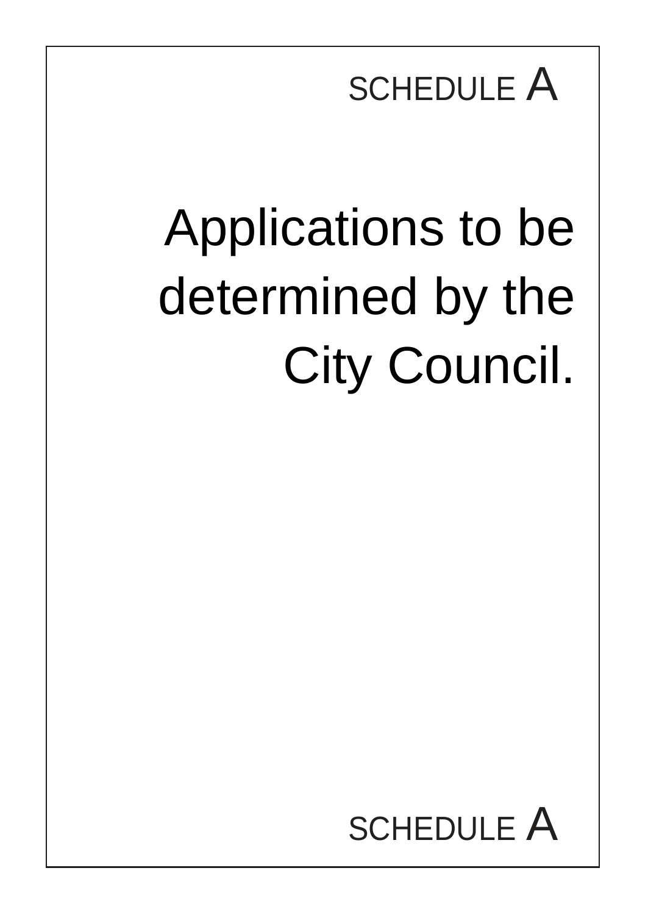SCHEDULE A

# Applications to be determined by the City Council.

SCHEDULE A